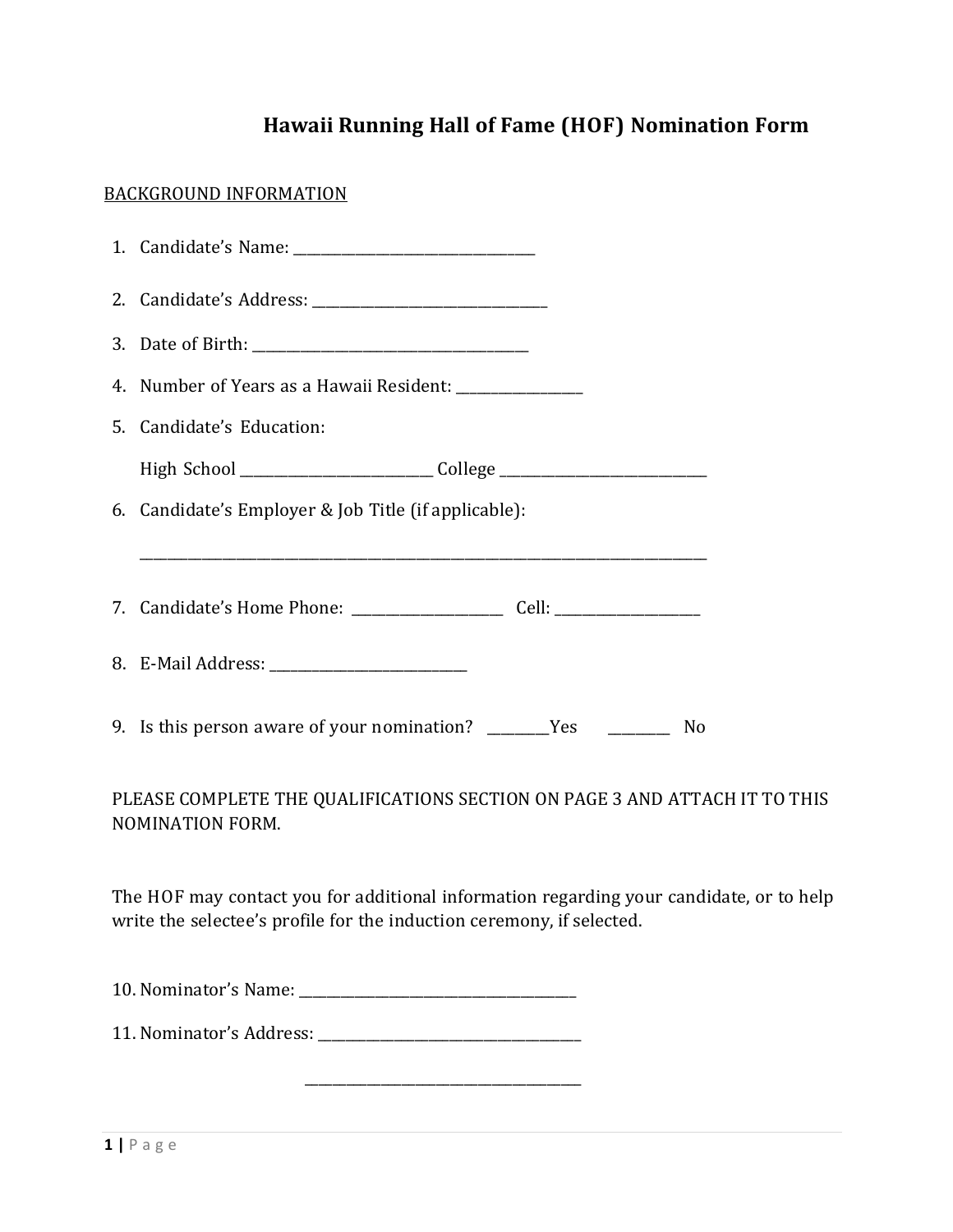# Hawaii Running Hall of Fame (HOF) Nomination Form

BACKGROUND INFORMATION

1. Candidate's Name: ___________________________________
2. Candidate's Address: _________________________________
3. Date of Birth: ______________________________________
4. Number of Years as a Hawaii Resident: _________________
5. Candidate's Education:

   High School __________________________ College ____________________________

6. Candidate's Employer & Job Title (if applicable):

   ________________________________________________________________________________

7. Candidate's Home Phone: _____________________ Cell: ____________________
8. E-Mail Address: ____________________________
9. Is this person aware of your nomination? ________Yes ________ No

PLEASE COMPLETE THE QUALIFICATIONS SECTION ON PAGE 3 AND ATTACH IT TO THIS NOMINATION FORM.

The HOF may contact you for additional information regarding your candidate, or to help write the selectee's profile for the induction ceremony, if selected.

10. Nominator's Name: _______________________________________
11. Nominator's Address: ______________________________________

    ______________________________________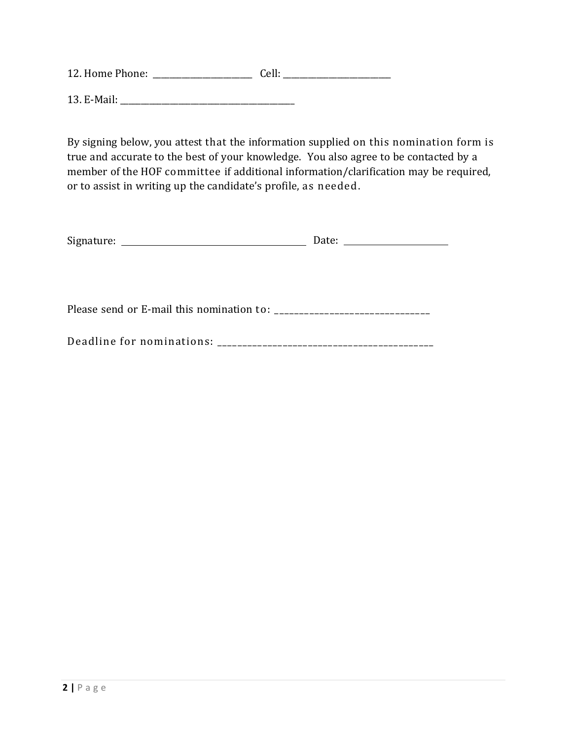12. Home Phone: ________________________ Cell: __________________________

13. E-Mail: __________________________________________

By signing below, you attest that the information supplied on this nomination form is true and accurate to the best of your knowledge. You also agree to be contacted by a member of the HOF committee if additional information/clarification may be required, or to assist in writing up the candidate's profile, as needed.

Signature: ____________________________________________ Date: ________________________

Please send or E-mail this nomination to: __________________________________

Deadline for nominations: _______________________________________________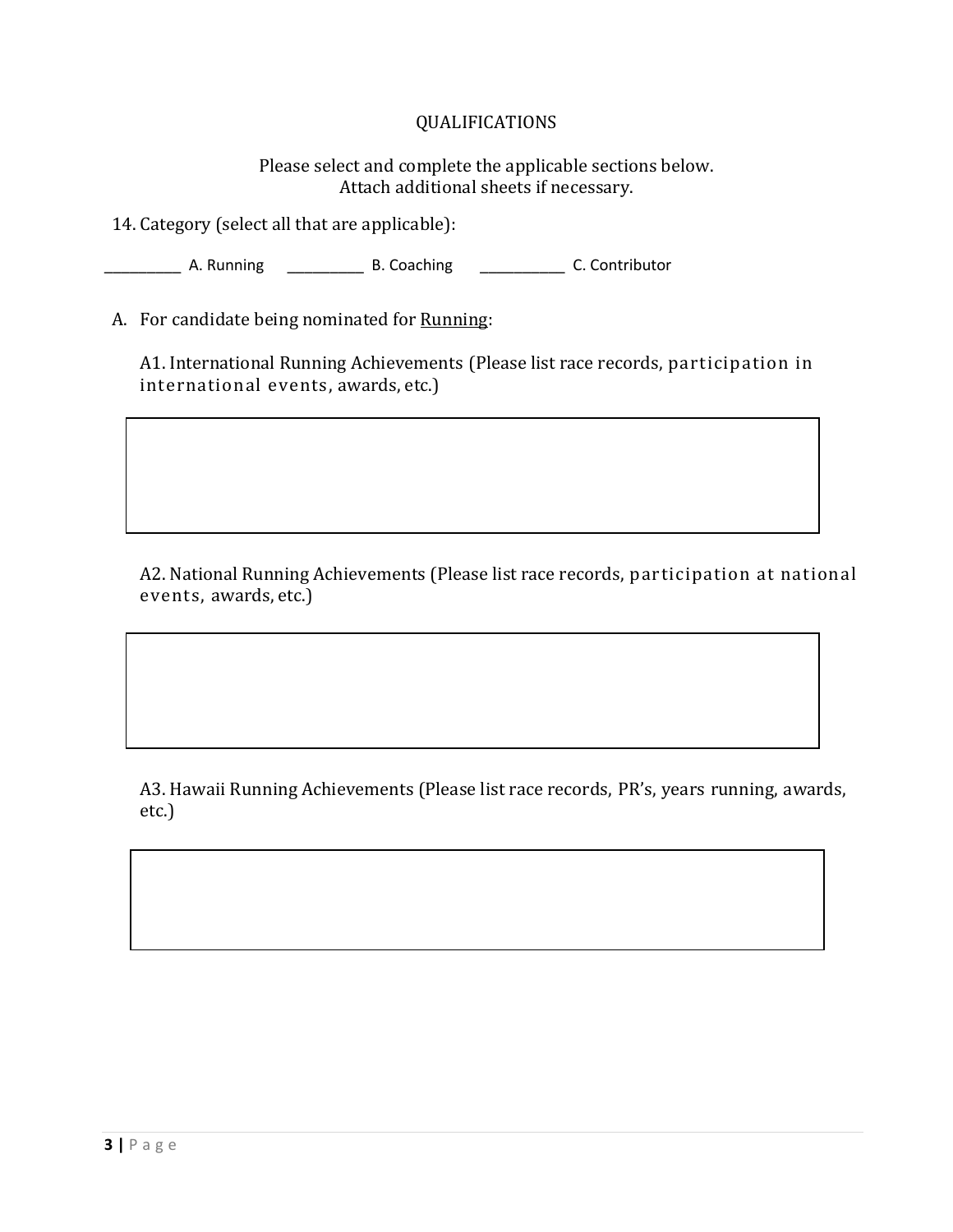## QUALIFICATIONS

Please select and complete the applicable sections below.
Attach additional sheets if necessary.

14. Category (select all that are applicable):

__________ A. Running __________ B. Coaching ___________ C. Contributor

A. For candidate being nominated for <u>Running</u>:

A1. International Running Achievements (Please list race records, participation in international events, awards, etc.)

| |
|---|
| |

A2. National Running Achievements (Please list race records, participation at national events, awards, etc.)

| |
|---|
| |

A3. Hawaii Running Achievements (Please list race records, PR's, years running, awards, etc.)

| |
|---|
| |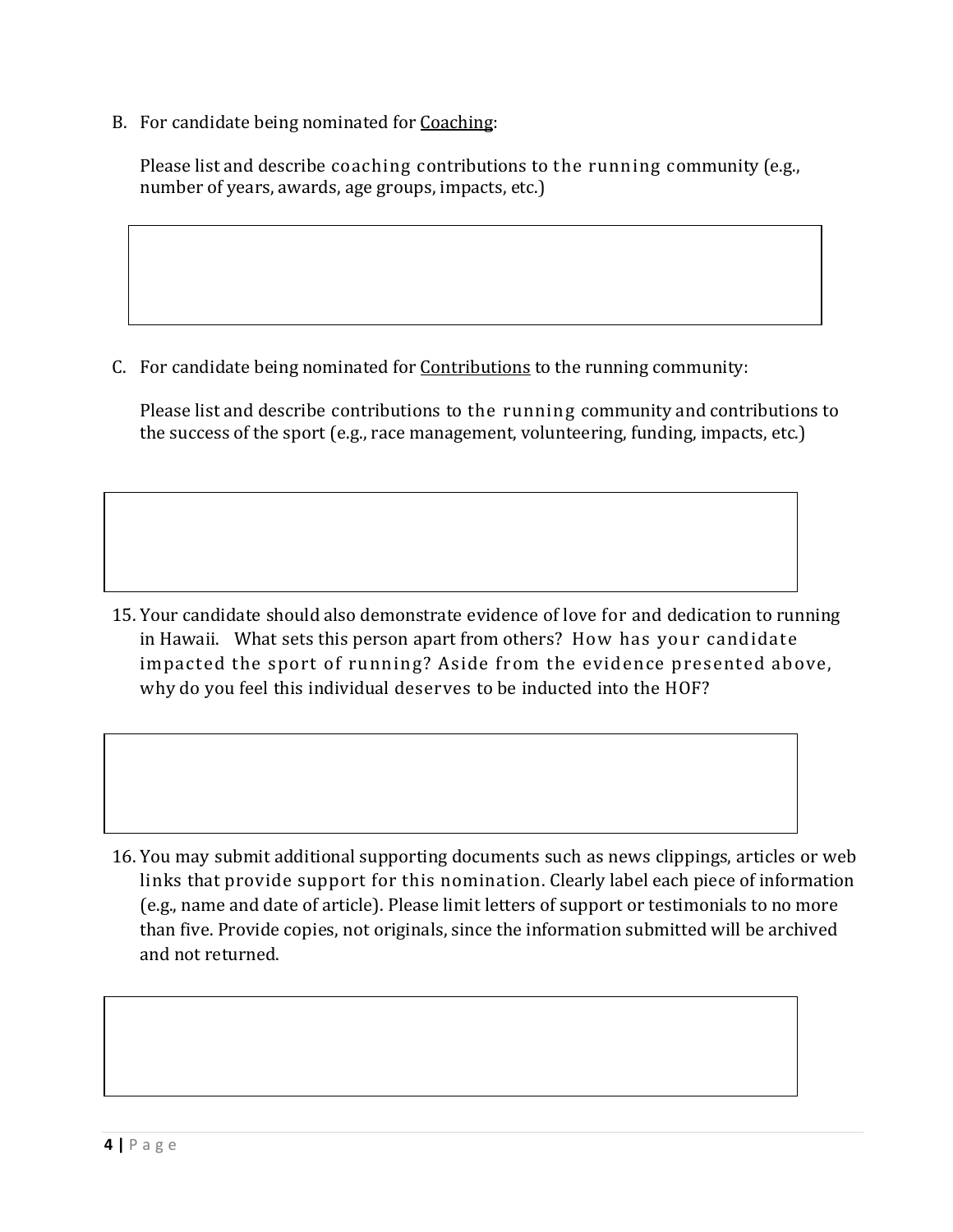B. For candidate being nominated for <u>Coaching</u>:

   Please list and describe coaching contributions to the running community (e.g., number of years, awards, age groups, impacts, etc.)

C. For candidate being nominated for <u>Contributions</u> to the running community:

   Please list and describe contributions to the running community and contributions to the success of the sport (e.g., race management, volunteering, funding, impacts, etc.)

15. Your candidate should also demonstrate evidence of love for and dedication to running in Hawaii. What sets this person apart from others? How has your candidate impacted the sport of running? Aside from the evidence presented above, why do you feel this individual deserves to be inducted into the HOF?

16. You may submit additional supporting documents such as news clippings, articles or web links that provide support for this nomination. Clearly label each piece of information (e.g., name and date of article). Please limit letters of support or testimonials to no more than five. Provide copies, not originals, since the information submitted will be archived and not returned.